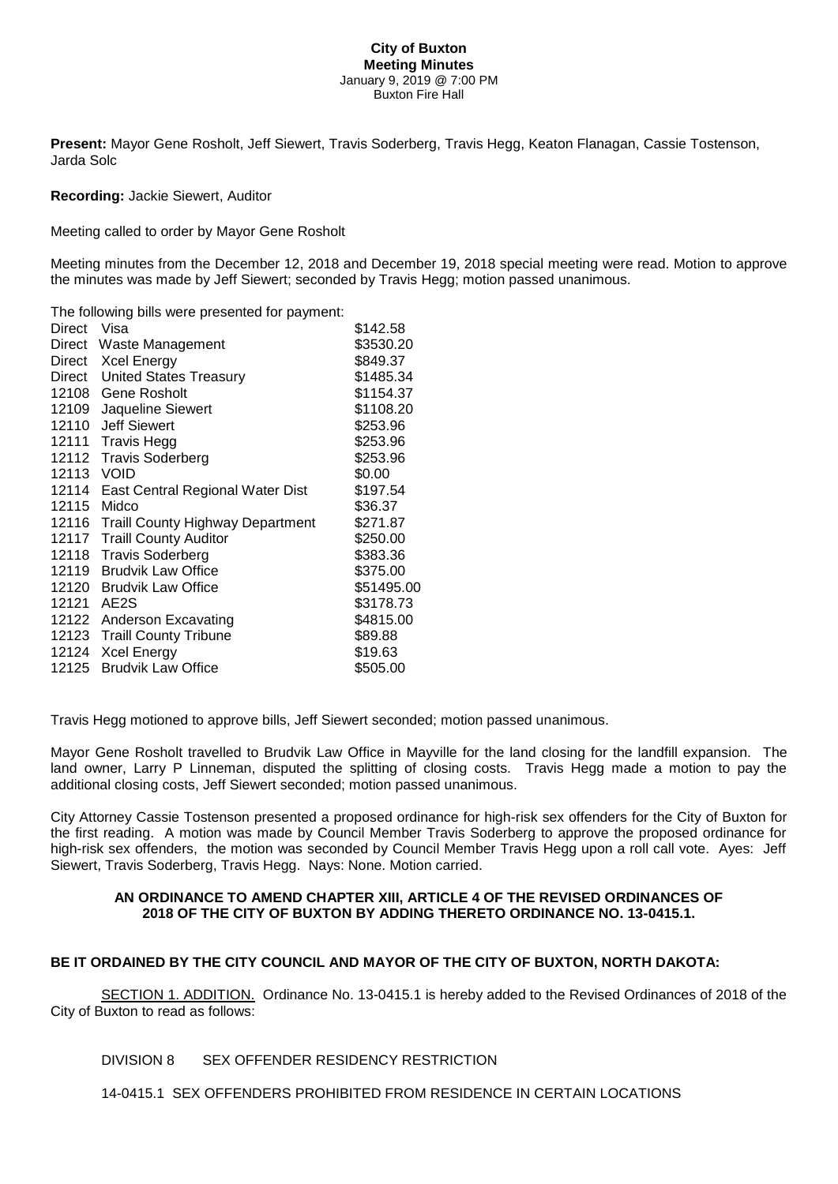**City of Buxton**
**Meeting Minutes**
January 9, 2019 @ 7:00 PM
Buxton Fire Hall

**Present:** Mayor Gene Rosholt, Jeff Siewert, Travis Soderberg, Travis Hegg, Keaton Flanagan, Cassie Tostenson, Jarda Solc

**Recording:** Jackie Siewert, Auditor

Meeting called to order by Mayor Gene Rosholt

Meeting minutes from the December 12, 2018 and December 19, 2018 special meeting were read. Motion to approve the minutes was made by Jeff Siewert; seconded by Travis Hegg; motion passed unanimous.

The following bills were presented for payment:

| | | |
|---|---|---|
| Direct | Visa | \$142.58 |
| Direct | Waste Management | \$3530.20 |
| Direct | Xcel Energy | \$849.37 |
| Direct | United States Treasury | \$1485.34 |
| 12108 | Gene Rosholt | \$1154.37 |
| 12109 | Jaqueline Siewert | \$1108.20 |
| 12110 | Jeff Siewert | \$253.96 |
| 12111 | Travis Hegg | \$253.96 |
| 12112 | Travis Soderberg | \$253.96 |
| 12113 | VOID | \$0.00 |
| 12114 | East Central Regional Water Dist | \$197.54 |
| 12115 | Midco | \$36.37 |
| 12116 | Traill County Highway Department | \$271.87 |
| 12117 | Traill County Auditor | \$250.00 |
| 12118 | Travis Soderberg | \$383.36 |
| 12119 | Brudvik Law Office | \$375.00 |
| 12120 | Brudvik Law Office | \$51495.00 |
| 12121 | AE2S | \$3178.73 |
| 12122 | Anderson Excavating | \$4815.00 |
| 12123 | Traill County Tribune | \$89.88 |
| 12124 | Xcel Energy | \$19.63 |
| 12125 | Brudvik Law Office | \$505.00 |

Travis Hegg motioned to approve bills, Jeff Siewert seconded; motion passed unanimous.

Mayor Gene Rosholt travelled to Brudvik Law Office in Mayville for the land closing for the landfill expansion. The land owner, Larry P Linneman, disputed the splitting of closing costs. Travis Hegg made a motion to pay the additional closing costs, Jeff Siewert seconded; motion passed unanimous.

City Attorney Cassie Tostenson presented a proposed ordinance for high-risk sex offenders for the City of Buxton for the first reading. A motion was made by Council Member Travis Soderberg to approve the proposed ordinance for high-risk sex offenders, the motion was seconded by Council Member Travis Hegg upon a roll call vote. Ayes: Jeff Siewert, Travis Soderberg, Travis Hegg. Nays: None. Motion carried.

**AN ORDINANCE TO AMEND CHAPTER XIII, ARTICLE 4 OF THE REVISED ORDINANCES OF 2018 OF THE CITY OF BUXTON BY ADDING THERETO ORDINANCE NO. 13-0415.1.**

**BE IT ORDAINED BY THE CITY COUNCIL AND MAYOR OF THE CITY OF BUXTON, NORTH DAKOTA:**

SECTION 1. ADDITION. Ordinance No. 13-0415.1 is hereby added to the Revised Ordinances of 2018 of the City of Buxton to read as follows:

DIVISION 8 SEX OFFENDER RESIDENCY RESTRICTION

14-0415.1 SEX OFFENDERS PROHIBITED FROM RESIDENCE IN CERTAIN LOCATIONS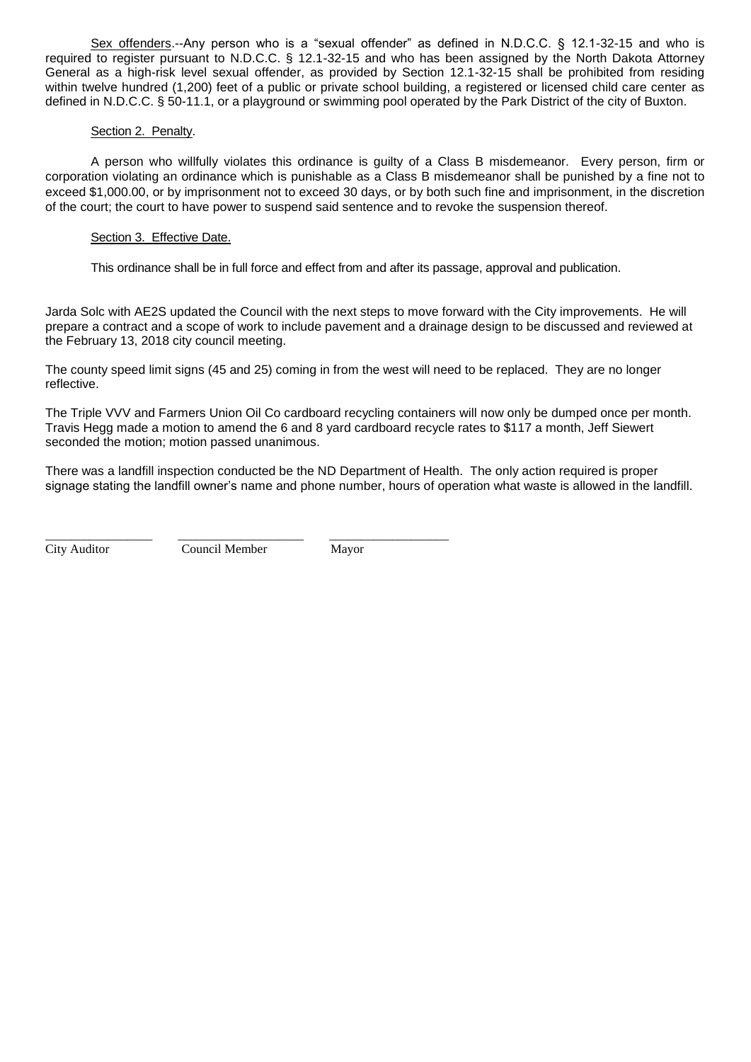Sex offenders.--Any person who is a "sexual offender" as defined in N.D.C.C. § 12.1-32-15 and who is required to register pursuant to N.D.C.C. § 12.1-32-15 and who has been assigned by the North Dakota Attorney General as a high-risk level sexual offender, as provided by Section 12.1-32-15 shall be prohibited from residing within twelve hundred (1,200) feet of a public or private school building, a registered or licensed child care center as defined in N.D.C.C. § 50-11.1, or a playground or swimming pool operated by the Park District of the city of Buxton.

Section 2. Penalty.

A person who willfully violates this ordinance is guilty of a Class B misdemeanor. Every person, firm or corporation violating an ordinance which is punishable as a Class B misdemeanor shall be punished by a fine not to exceed $1,000.00, or by imprisonment not to exceed 30 days, or by both such fine and imprisonment, in the discretion of the court; the court to have power to suspend said sentence and to revoke the suspension thereof.

Section 3. Effective Date.

This ordinance shall be in full force and effect from and after its passage, approval and publication.

Jarda Solc with AE2S updated the Council with the next steps to move forward with the City improvements. He will prepare a contract and a scope of work to include pavement and a drainage design to be discussed and reviewed at the February 13, 2018 city council meeting.

The county speed limit signs (45 and 25) coming in from the west will need to be replaced. They are no longer reflective.

The Triple VVV and Farmers Union Oil Co cardboard recycling containers will now only be dumped once per month. Travis Hegg made a motion to amend the 6 and 8 yard cardboard recycle rates to $117 a month, Jeff Siewert seconded the motion; motion passed unanimous.

There was a landfill inspection conducted be the ND Department of Health. The only action required is proper signage stating the landfill owner's name and phone number, hours of operation what waste is allowed in the landfill.

________________ ___________________ __________________

City Auditor Council Member Mayor